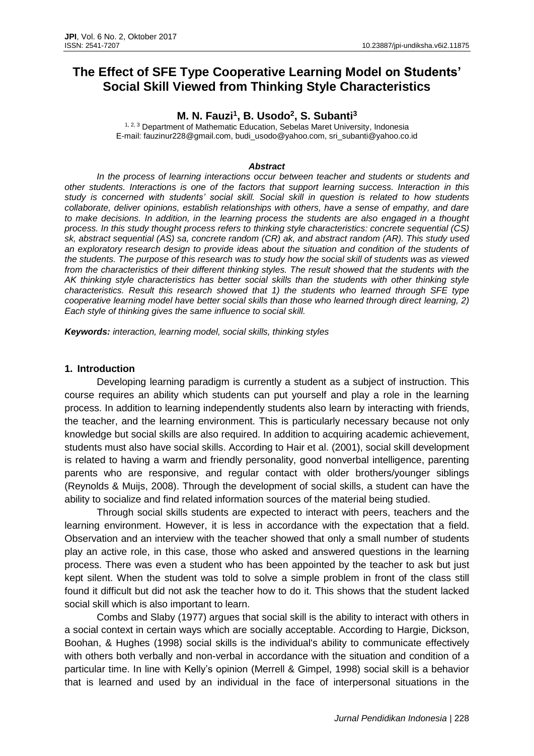# The Effect of SFE Type Cooperative Learning Model on Students' Social Skill Viewed from Thinking Style Characteristics

**M. N. Fauzi[1], B. Usodo[2], S. Subanti[3]**

[1, 2, 3] Department of Mathematic Education, Sebelas Maret University, Indonesia
E-mail: fauzinur228@gmail.com, budi_usodo@yahoo.com, sri_subanti@yahoo.co.id

### *Abstract*

*In the process of learning interactions occur between teacher and students or students and other students. Interactions is one of the factors that support learning success. Interaction in this study is concerned with students' social skill. Social skill in question is related to how students collaborate, deliver opinions, establish relationships with others, have a sense of empathy, and dare to make decisions. In addition, in the learning process the students are also engaged in a thought process. In this study thought process refers to thinking style characteristics: concrete sequential (CS) sk, abstract sequential (AS) sa, concrete random (CR) ak, and abstract random (AR). This study used an exploratory research design to provide ideas about the situation and condition of the students of the students. The purpose of this research was to study how the social skill of students was as viewed from the characteristics of their different thinking styles. The result showed that the students with the AK thinking style characteristics has better social skills than the students with other thinking style characteristics. Result this research showed that 1) the students who learned through SFE type cooperative learning model have better social skills than those who learned through direct learning, 2) Each style of thinking gives the same influence to social skill.*

***Keywords:*** *interaction, learning model, social skills, thinking styles*

## 1. Introduction

Developing learning paradigm is currently a student as a subject of instruction. This course requires an ability which students can put yourself and play a role in the learning process. In addition to learning independently students also learn by interacting with friends, the teacher, and the learning environment. This is particularly necessary because not only knowledge but social skills are also required. In addition to acquiring academic achievement, students must also have social skills. According to Hair et al. (2001), social skill development is related to having a warm and friendly personality, good nonverbal intelligence, parenting parents who are responsive, and regular contact with older brothers/younger siblings (Reynolds & Muijs, 2008). Through the development of social skills, a student can have the ability to socialize and find related information sources of the material being studied.

Through social skills students are expected to interact with peers, teachers and the learning environment. However, it is less in accordance with the expectation that a field. Observation and an interview with the teacher showed that only a small number of students play an active role, in this case, those who asked and answered questions in the learning process. There was even a student who has been appointed by the teacher to ask but just kept silent. When the student was told to solve a simple problem in front of the class still found it difficult but did not ask the teacher how to do it. This shows that the student lacked social skill which is also important to learn.

Combs and Slaby (1977) argues that social skill is the ability to interact with others in a social context in certain ways which are socially acceptable. According to Hargie, Dickson, Boohan, & Hughes (1998) social skills is the individual's ability to communicate effectively with others both verbally and non-verbal in accordance with the situation and condition of a particular time. In line with Kelly's opinion (Merrell & Gimpel, 1998) social skill is a behavior that is learned and used by an individual in the face of interpersonal situations in the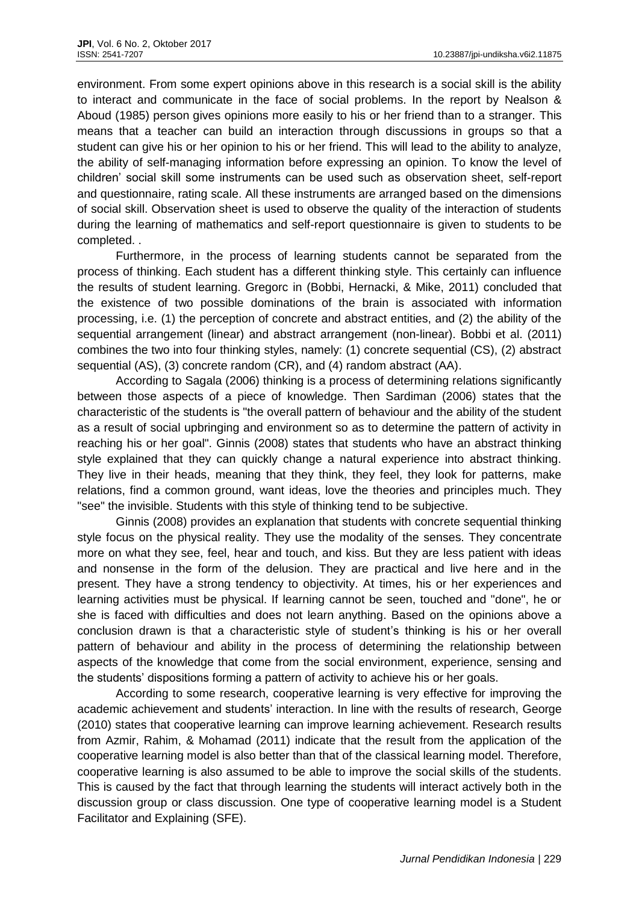environment. From some expert opinions above in this research is a social skill is the ability to interact and communicate in the face of social problems. In the report by Nealson & Aboud (1985) person gives opinions more easily to his or her friend than to a stranger. This means that a teacher can build an interaction through discussions in groups so that a student can give his or her opinion to his or her friend. This will lead to the ability to analyze, the ability of self-managing information before expressing an opinion. To know the level of children' social skill some instruments can be used such as observation sheet, self-report and questionnaire, rating scale. All these instruments are arranged based on the dimensions of social skill. Observation sheet is used to observe the quality of the interaction of students during the learning of mathematics and self-report questionnaire is given to students to be completed. .

Furthermore, in the process of learning students cannot be separated from the process of thinking. Each student has a different thinking style. This certainly can influence the results of student learning. Gregorc in (Bobbi, Hernacki, & Mike, 2011) concluded that the existence of two possible dominations of the brain is associated with information processing, i.e. (1) the perception of concrete and abstract entities, and (2) the ability of the sequential arrangement (linear) and abstract arrangement (non-linear). Bobbi et al. (2011) combines the two into four thinking styles, namely: (1) concrete sequential (CS), (2) abstract sequential (AS), (3) concrete random (CR), and (4) random abstract (AA).

According to Sagala (2006) thinking is a process of determining relations significantly between those aspects of a piece of knowledge. Then Sardiman (2006) states that the characteristic of the students is "the overall pattern of behaviour and the ability of the student as a result of social upbringing and environment so as to determine the pattern of activity in reaching his or her goal". Ginnis (2008) states that students who have an abstract thinking style explained that they can quickly change a natural experience into abstract thinking. They live in their heads, meaning that they think, they feel, they look for patterns, make relations, find a common ground, want ideas, love the theories and principles much. They "see" the invisible. Students with this style of thinking tend to be subjective.

Ginnis (2008) provides an explanation that students with concrete sequential thinking style focus on the physical reality. They use the modality of the senses. They concentrate more on what they see, feel, hear and touch, and kiss. But they are less patient with ideas and nonsense in the form of the delusion. They are practical and live here and in the present. They have a strong tendency to objectivity. At times, his or her experiences and learning activities must be physical. If learning cannot be seen, touched and "done", he or she is faced with difficulties and does not learn anything. Based on the opinions above a conclusion drawn is that a characteristic style of student's thinking is his or her overall pattern of behaviour and ability in the process of determining the relationship between aspects of the knowledge that come from the social environment, experience, sensing and the students' dispositions forming a pattern of activity to achieve his or her goals.

According to some research, cooperative learning is very effective for improving the academic achievement and students' interaction. In line with the results of research, George (2010) states that cooperative learning can improve learning achievement. Research results from Azmir, Rahim, & Mohamad (2011) indicate that the result from the application of the cooperative learning model is also better than that of the classical learning model. Therefore, cooperative learning is also assumed to be able to improve the social skills of the students. This is caused by the fact that through learning the students will interact actively both in the discussion group or class discussion. One type of cooperative learning model is a Student Facilitator and Explaining (SFE).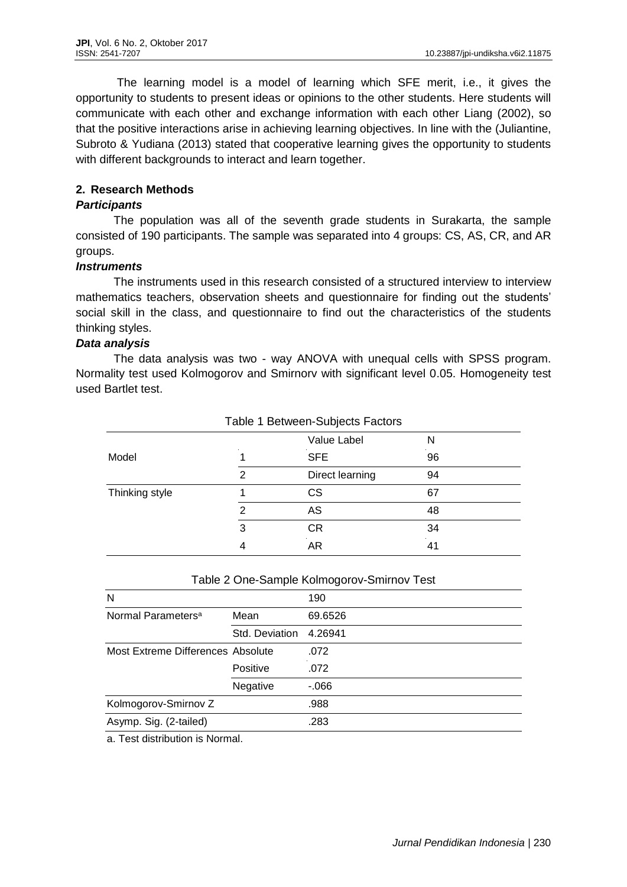The learning model is a model of learning which SFE merit, i.e., it gives the opportunity to students to present ideas or opinions to the other students. Here students will communicate with each other and exchange information with each other Liang (2002), so that the positive interactions arise in achieving learning objectives. In line with the (Juliantine, Subroto & Yudiana (2013) stated that cooperative learning gives the opportunity to students with different backgrounds to interact and learn together.

## 2. Research Methods

### *Participants*

The population was all of the seventh grade students in Surakarta, the sample consisted of 190 participants. The sample was separated into 4 groups: CS, AS, CR, and AR groups.

### *Instruments*

The instruments used in this research consisted of a structured interview to interview mathematics teachers, observation sheets and questionnaire for finding out the students' social skill in the class, and questionnaire to find out the characteristics of the students thinking styles.

### *Data analysis*

The data analysis was two - way ANOVA with unequal cells with SPSS program. Normality test used Kolmogorov and Smirnorv with significant level 0.05. Homogeneity test used Bartlet test.

Table 1 Between-Subjects Factors

| | | Value Label | N |
|---|---|---|---|
| Model | 1 | SFE | 96 |
| | 2 | Direct learning | 94 |
| Thinking style | 1 | CS | 67 |
| | 2 | AS | 48 |
| | 3 | CR | 34 |
| | 4 | AR | 41 |

Table 2 One-Sample Kolmogorov-Smirnov Test

| | | |
|---|---|---|
| N | | 190 |
| Normal Parameters[a] | Mean | 69.6526 |
| | Std. Deviation | 4.26941 |
| Most Extreme Differences | Absolute | .072 |
| | Positive | .072 |
| | Negative | -.066 |
| Kolmogorov-Smirnov Z | | .988 |
| Asymp. Sig. (2-tailed) | | .283 |

a. Test distribution is Normal.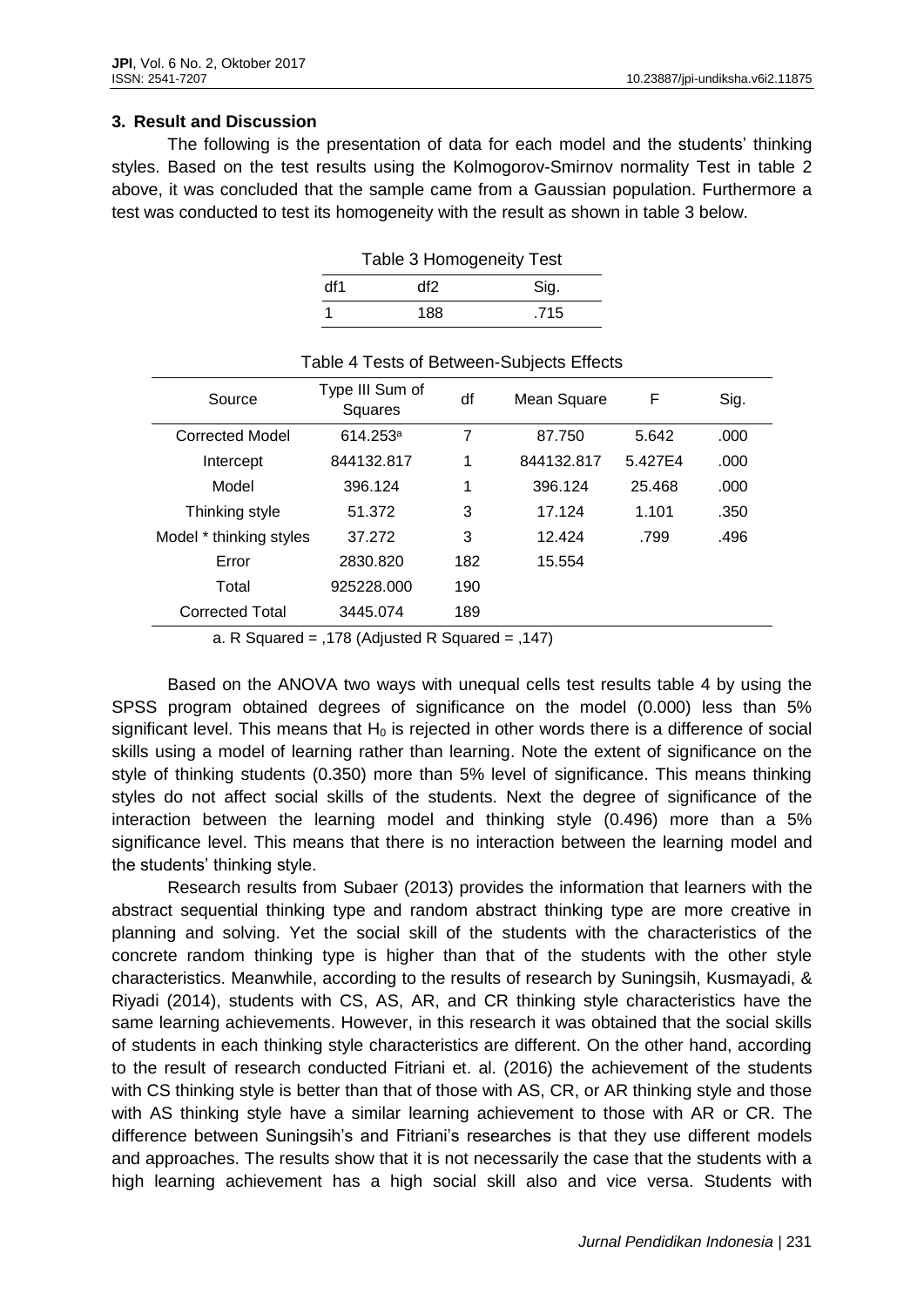## 3. Result and Discussion

The following is the presentation of data for each model and the students' thinking styles. Based on the test results using the Kolmogorov-Smirnov normality Test in table 2 above, it was concluded that the sample came from a Gaussian population. Furthermore a test was conducted to test its homogeneity with the result as shown in table 3 below.

Table 3 Homogeneity Test

| df1 | df2 | Sig. |
|---|---|---|
| 1 | 188 | .715 |

Table 4 Tests of Between-Subjects Effects

| Source | Type III Sum of Squares | df | Mean Square | F | Sig. |
|---|---|---|---|---|---|
| Corrected Model | 614.253[a] | 7 | 87.750 | 5.642 | .000 |
| Intercept | 844132.817 | 1 | 844132.817 | 5.427E4 | .000 |
| Model | 396.124 | 1 | 396.124 | 25.468 | .000 |
| Thinking style | 51.372 | 3 | 17.124 | 1.101 | .350 |
| Model * thinking styles | 37.272 | 3 | 12.424 | .799 | .496 |
| Error | 2830.820 | 182 | 15.554 | | |
| Total | 925228.000 | 190 | | | |
| Corrected Total | 3445.074 | 189 | | | |

a. R Squared = ,178 (Adjusted R Squared = ,147)

Based on the ANOVA two ways with unequal cells test results table 4 by using the SPSS program obtained degrees of significance on the model (0.000) less than 5% significant level. This means that $H_0$ is rejected in other words there is a difference of social skills using a model of learning rather than learning. Note the extent of significance on the style of thinking students (0.350) more than 5% level of significance. This means thinking styles do not affect social skills of the students. Next the degree of significance of the interaction between the learning model and thinking style (0.496) more than a 5% significance level. This means that there is no interaction between the learning model and the students' thinking style.

Research results from Subaer (2013) provides the information that learners with the abstract sequential thinking type and random abstract thinking type are more creative in planning and solving. Yet the social skill of the students with the characteristics of the concrete random thinking type is higher than that of the students with the other style characteristics. Meanwhile, according to the results of research by Suningsih, Kusmayadi, & Riyadi (2014), students with CS, AS, AR, and CR thinking style characteristics have the same learning achievements. However, in this research it was obtained that the social skills of students in each thinking style characteristics are different. On the other hand, according to the result of research conducted Fitriani et. al. (2016) the achievement of the students with CS thinking style is better than that of those with AS, CR, or AR thinking style and those with AS thinking style have a similar learning achievement to those with AR or CR. The difference between Suningsih's and Fitriani's researches is that they use different models and approaches. The results show that it is not necessarily the case that the students with a high learning achievement has a high social skill also and vice versa. Students with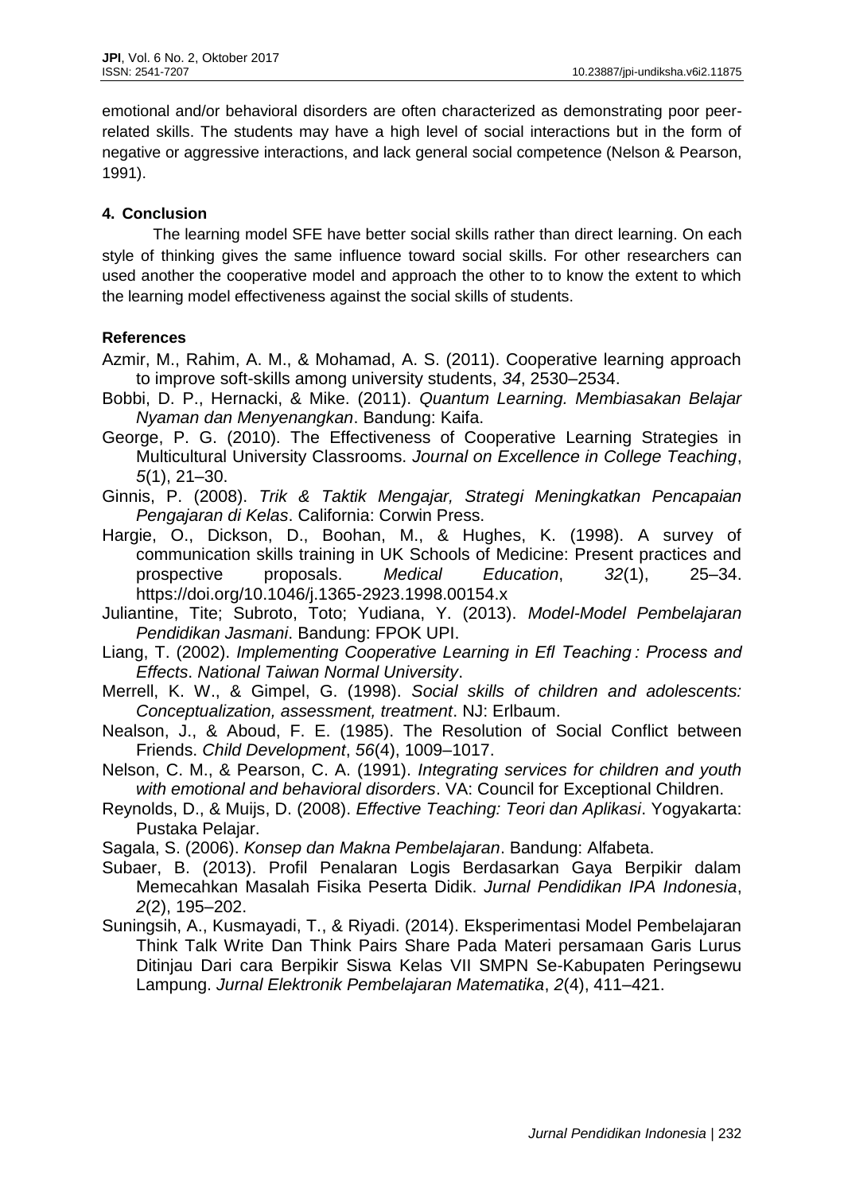emotional and/or behavioral disorders are often characterized as demonstrating poor peer-related skills. The students may have a high level of social interactions but in the form of negative or aggressive interactions, and lack general social competence (Nelson & Pearson, 1991).

## 4. Conclusion

The learning model SFE have better social skills rather than direct learning. On each style of thinking gives the same influence toward social skills. For other researchers can used another the cooperative model and approach the other to to know the extent to which the learning model effectiveness against the social skills of students.

## References

Azmir, M., Rahim, A. M., & Mohamad, A. S. (2011). Cooperative learning approach to improve soft-skills among university students, *34*, 2530–2534.

Bobbi, D. P., Hernacki, & Mike. (2011). *Quantum Learning. Membiasakan Belajar Nyaman dan Menyenangkan*. Bandung: Kaifa.

George, P. G. (2010). The Effectiveness of Cooperative Learning Strategies in Multicultural University Classrooms. *Journal on Excellence in College Teaching*, *5*(1), 21–30.

Ginnis, P. (2008). *Trik & Taktik Mengajar, Strategi Meningkatkan Pencapaian Pengajaran di Kelas*. California: Corwin Press.

Hargie, O., Dickson, D., Boohan, M., & Hughes, K. (1998). A survey of communication skills training in UK Schools of Medicine: Present practices and prospective proposals. *Medical Education*, *32*(1), 25–34. https://doi.org/10.1046/j.1365-2923.1998.00154.x

Juliantine, Tite; Subroto, Toto; Yudiana, Y. (2013). *Model-Model Pembelajaran Pendidikan Jasmani*. Bandung: FPOK UPI.

Liang, T. (2002). *Implementing Cooperative Learning in Efl Teaching : Process and Effects*. *National Taiwan Normal University*.

Merrell, K. W., & Gimpel, G. (1998). *Social skills of children and adolescents: Conceptualization, assessment, treatment*. NJ: Erlbaum.

Nealson, J., & Aboud, F. E. (1985). The Resolution of Social Conflict between Friends. *Child Development*, *56*(4), 1009–1017.

Nelson, C. M., & Pearson, C. A. (1991). *Integrating services for children and youth with emotional and behavioral disorders*. VA: Council for Exceptional Children.

Reynolds, D., & Muijs, D. (2008). *Effective Teaching: Teori dan Aplikasi*. Yogyakarta: Pustaka Pelajar.

Sagala, S. (2006). *Konsep dan Makna Pembelajaran*. Bandung: Alfabeta.

Subaer, B. (2013). Profil Penalaran Logis Berdasarkan Gaya Berpikir dalam Memecahkan Masalah Fisika Peserta Didik. *Jurnal Pendidikan IPA Indonesia*, *2*(2), 195–202.

Suningsih, A., Kusmayadi, T., & Riyadi. (2014). Eksperimentasi Model Pembelajaran Think Talk Write Dan Think Pairs Share Pada Materi persamaan Garis Lurus Ditinjau Dari cara Berpikir Siswa Kelas VII SMPN Se-Kabupaten Peringsewu Lampung. *Jurnal Elektronik Pembelajaran Matematika*, *2*(4), 411–421.